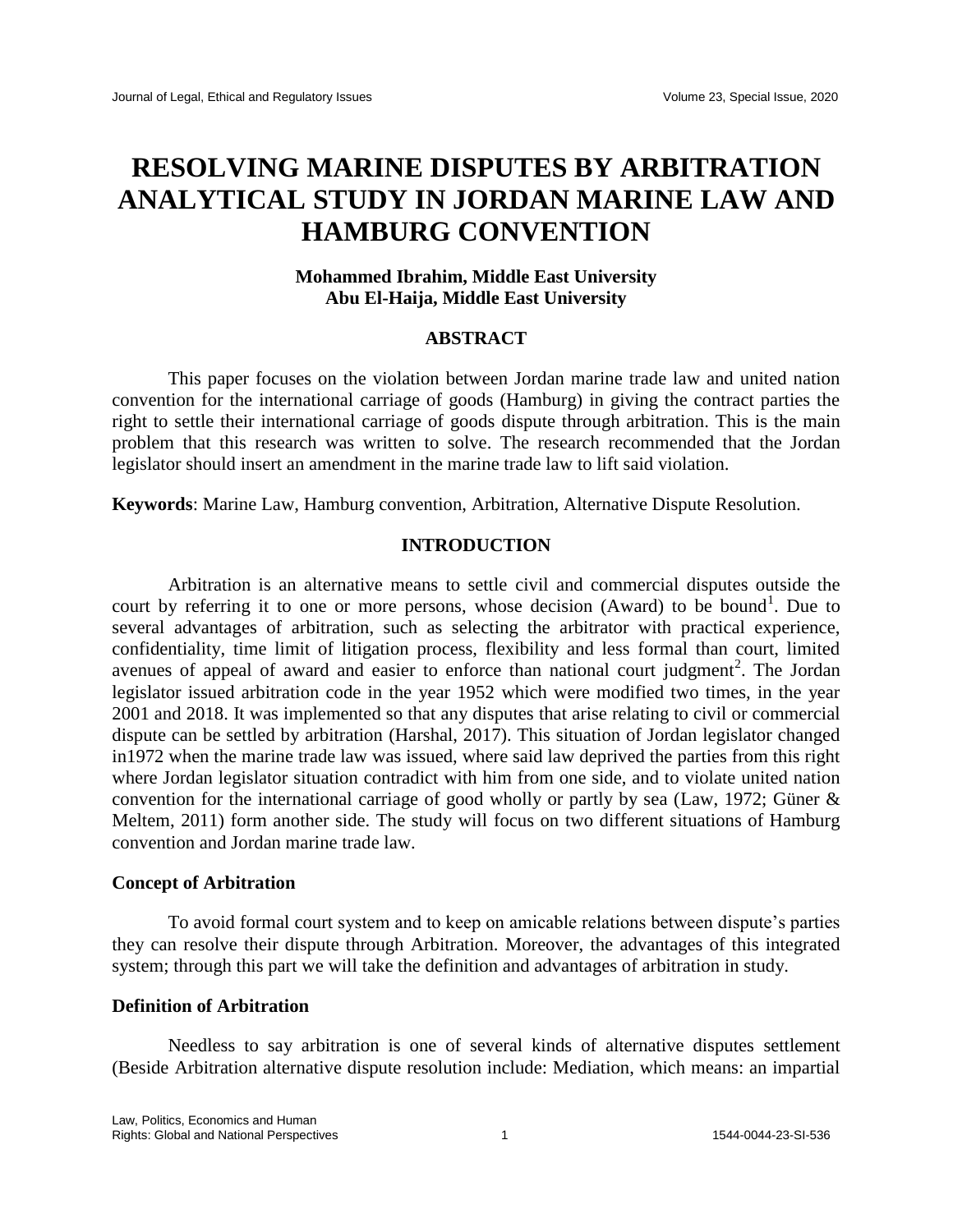# RESOLVING MARINE DISPUTES BY ARBITRATION ANALYTICAL STUDY IN JORDAN MARINE LAW AND HAMBURG CONVENTION

**Mohammed Ibrahim, Middle East University**
**Abu El-Haija, Middle East University**

## ABSTRACT

This paper focuses on the violation between Jordan marine trade law and united nation convention for the international carriage of goods (Hamburg) in giving the contract parties the right to settle their international carriage of goods dispute through arbitration. This is the main problem that this research was written to solve. The research recommended that the Jordan legislator should insert an amendment in the marine trade law to lift said violation.

**Keywords**: Marine Law, Hamburg convention, Arbitration, Alternative Dispute Resolution.

## INTRODUCTION

Arbitration is an alternative means to settle civil and commercial disputes outside the court by referring it to one or more persons, whose decision (Award) to be bound[1]. Due to several advantages of arbitration, such as selecting the arbitrator with practical experience, confidentiality, time limit of litigation process, flexibility and less formal than court, limited avenues of appeal of award and easier to enforce than national court judgment[2]. The Jordan legislator issued arbitration code in the year 1952 which were modified two times, in the year 2001 and 2018. It was implemented so that any disputes that arise relating to civil or commercial dispute can be settled by arbitration (Harshal, 2017). This situation of Jordan legislator changed in1972 when the marine trade law was issued, where said law deprived the parties from this right where Jordan legislator situation contradict with him from one side, and to violate united nation convention for the international carriage of good wholly or partly by sea (Law, 1972; Güner & Meltem, 2011) form another side. The study will focus on two different situations of Hamburg convention and Jordan marine trade law.

### Concept of Arbitration

To avoid formal court system and to keep on amicable relations between dispute's parties they can resolve their dispute through Arbitration. Moreover, the advantages of this integrated system; through this part we will take the definition and advantages of arbitration in study.

### Definition of Arbitration

Needless to say arbitration is one of several kinds of alternative disputes settlement (Beside Arbitration alternative dispute resolution include: Mediation, which means: an impartial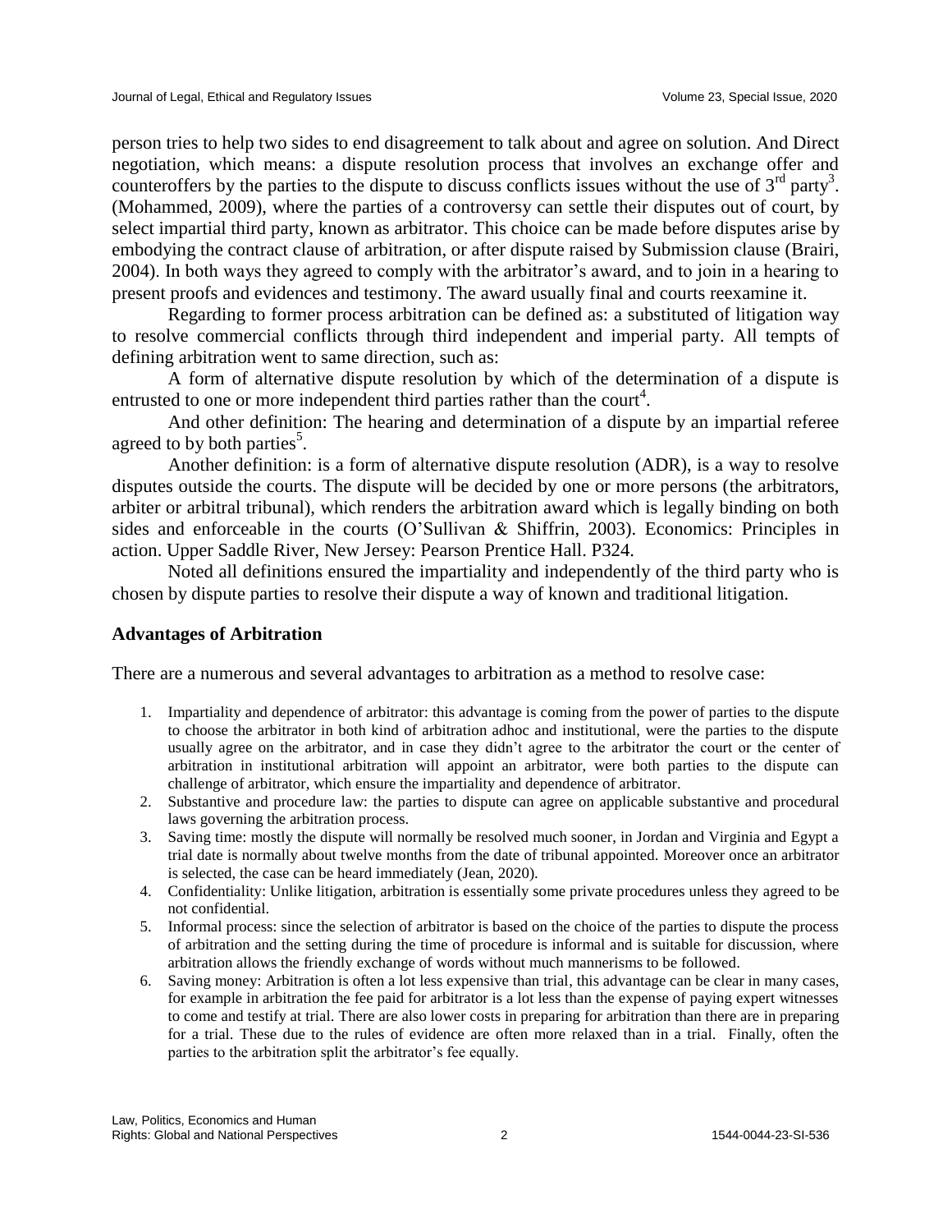person tries to help two sides to end disagreement to talk about and agree on solution. And Direct negotiation, which means: a dispute resolution process that involves an exchange offer and counteroffers by the parties to the dispute to discuss conflicts issues without the use of 3rd party[3]. (Mohammed, 2009), where the parties of a controversy can settle their disputes out of court, by select impartial third party, known as arbitrator. This choice can be made before disputes arise by embodying the contract clause of arbitration, or after dispute raised by Submission clause (Brairi, 2004). In both ways they agreed to comply with the arbitrator's award, and to join in a hearing to present proofs and evidences and testimony. The award usually final and courts reexamine it.

Regarding to former process arbitration can be defined as: a substituted of litigation way to resolve commercial conflicts through third independent and imperial party. All tempts of defining arbitration went to same direction, such as:

A form of alternative dispute resolution by which of the determination of a dispute is entrusted to one or more independent third parties rather than the court[4].

And other definition: The hearing and determination of a dispute by an impartial referee agreed to by both parties[5].

Another definition: is a form of alternative dispute resolution (ADR), is a way to resolve disputes outside the courts. The dispute will be decided by one or more persons (the arbitrators, arbiter or arbitral tribunal), which renders the arbitration award which is legally binding on both sides and enforceable in the courts (O'Sullivan & Shiffrin, 2003). Economics: Principles in action. Upper Saddle River, New Jersey: Pearson Prentice Hall. P324.

Noted all definitions ensured the impartiality and independently of the third party who is chosen by dispute parties to resolve their dispute a way of known and traditional litigation.

## Advantages of Arbitration

There are a numerous and several advantages to arbitration as a method to resolve case:

1. Impartiality and dependence of arbitrator: this advantage is coming from the power of parties to the dispute to choose the arbitrator in both kind of arbitration adhoc and institutional, were the parties to the dispute usually agree on the arbitrator, and in case they didn't agree to the arbitrator the court or the center of arbitration in institutional arbitration will appoint an arbitrator, were both parties to the dispute can challenge of arbitrator, which ensure the impartiality and dependence of arbitrator.
2. Substantive and procedure law: the parties to dispute can agree on applicable substantive and procedural laws governing the arbitration process.
3. Saving time: mostly the dispute will normally be resolved much sooner, in Jordan and Virginia and Egypt a trial date is normally about twelve months from the date of tribunal appointed. Moreover once an arbitrator is selected, the case can be heard immediately (Jean, 2020).
4. Confidentiality: Unlike litigation, arbitration is essentially some private procedures unless they agreed to be not confidential.
5. Informal process: since the selection of arbitrator is based on the choice of the parties to dispute the process of arbitration and the setting during the time of procedure is informal and is suitable for discussion, where arbitration allows the friendly exchange of words without much mannerisms to be followed.
6. Saving money: Arbitration is often a lot less expensive than trial, this advantage can be clear in many cases, for example in arbitration the fee paid for arbitrator is a lot less than the expense of paying expert witnesses to come and testify at trial. There are also lower costs in preparing for arbitration than there are in preparing for a trial. These due to the rules of evidence are often more relaxed than in a trial. Finally, often the parties to the arbitration split the arbitrator's fee equally.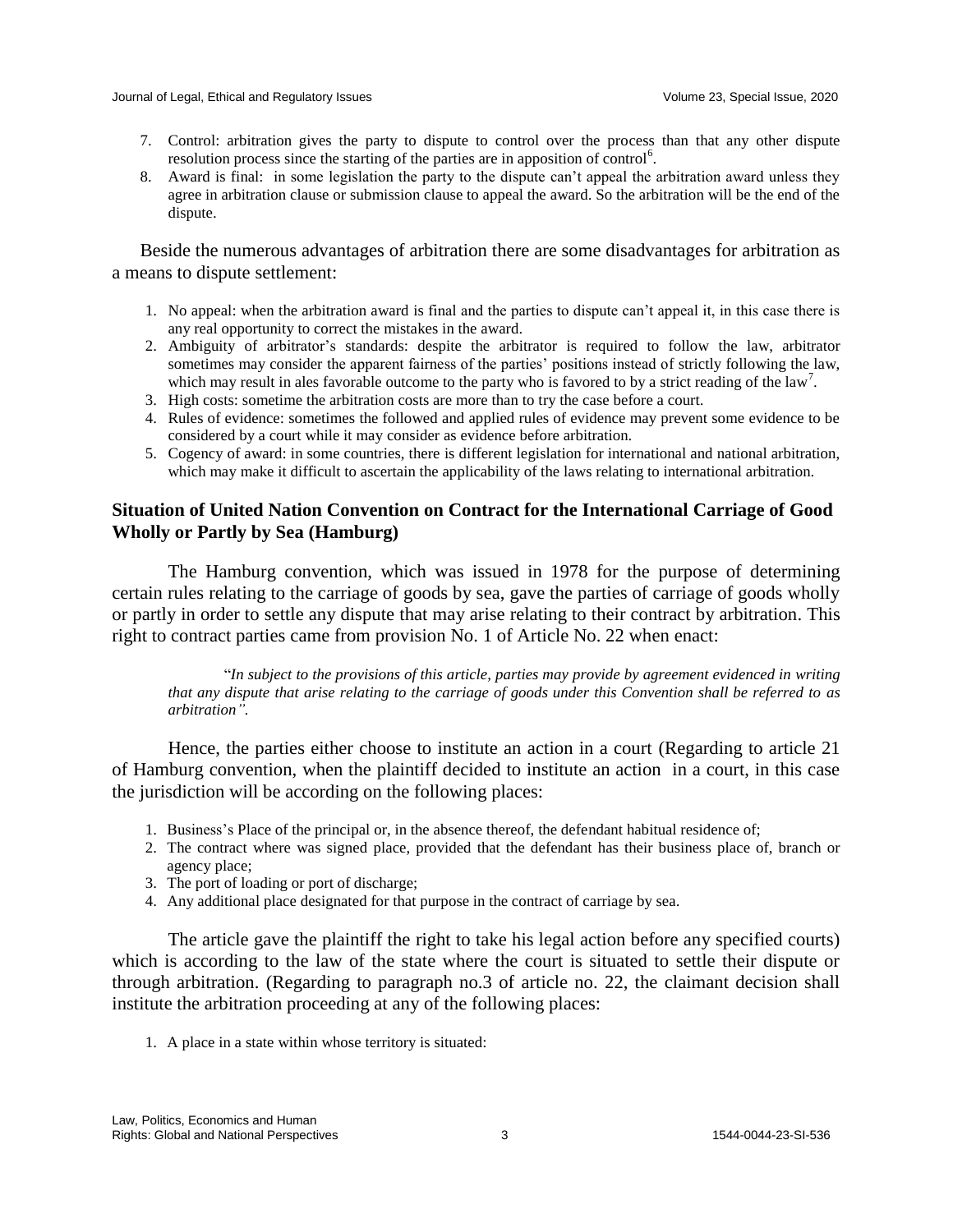7. Control: arbitration gives the party to dispute to control over the process than that any other dispute resolution process since the starting of the parties are in apposition of control[6].
8. Award is final: in some legislation the party to the dispute can't appeal the arbitration award unless they agree in arbitration clause or submission clause to appeal the award. So the arbitration will be the end of the dispute.

Beside the numerous advantages of arbitration there are some disadvantages for arbitration as a means to dispute settlement:

1. No appeal: when the arbitration award is final and the parties to dispute can't appeal it, in this case there is any real opportunity to correct the mistakes in the award.
2. Ambiguity of arbitrator's standards: despite the arbitrator is required to follow the law, arbitrator sometimes may consider the apparent fairness of the parties' positions instead of strictly following the law, which may result in ales favorable outcome to the party who is favored to by a strict reading of the law[7].
3. High costs: sometime the arbitration costs are more than to try the case before a court.
4. Rules of evidence: sometimes the followed and applied rules of evidence may prevent some evidence to be considered by a court while it may consider as evidence before arbitration.
5. Cogency of award: in some countries, there is different legislation for international and national arbitration, which may make it difficult to ascertain the applicability of the laws relating to international arbitration.

## Situation of United Nation Convention on Contract for the International Carriage of Good Wholly or Partly by Sea (Hamburg)

The Hamburg convention, which was issued in 1978 for the purpose of determining certain rules relating to the carriage of goods by sea, gave the parties of carriage of goods wholly or partly in order to settle any dispute that may arise relating to their contract by arbitration. This right to contract parties came from provision No. 1 of Article No. 22 when enact:

> "*In subject to the provisions of this article, parties may provide by agreement evidenced in writing that any dispute that arise relating to the carriage of goods under this Convention shall be referred to as arbitration"*.

Hence, the parties either choose to institute an action in a court (Regarding to article 21 of Hamburg convention, when the plaintiff decided to institute an action in a court, in this case the jurisdiction will be according on the following places:

1. Business's Place of the principal or, in the absence thereof, the defendant habitual residence of;
2. The contract where was signed place, provided that the defendant has their business place of, branch or agency place;
3. The port of loading or port of discharge;
4. Any additional place designated for that purpose in the contract of carriage by sea.

The article gave the plaintiff the right to take his legal action before any specified courts) which is according to the law of the state where the court is situated to settle their dispute or through arbitration. (Regarding to paragraph no.3 of article no. 22, the claimant decision shall institute the arbitration proceeding at any of the following places:

1. A place in a state within whose territory is situated: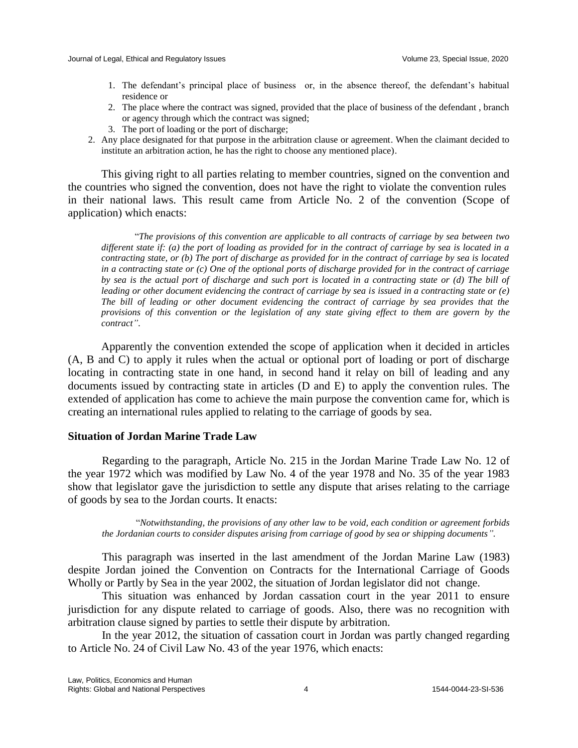1. The defendant's principal place of business or, in the absence thereof, the defendant's habitual residence or
2. The place where the contract was signed, provided that the place of business of the defendant , branch or agency through which the contract was signed;
3. The port of loading or the port of discharge;

2. Any place designated for that purpose in the arbitration clause or agreement. When the claimant decided to institute an arbitration action, he has the right to choose any mentioned place).

This giving right to all parties relating to member countries, signed on the convention and the countries who signed the convention, does not have the right to violate the convention rules in their national laws. This result came from Article No. 2 of the convention (Scope of application) which enacts:

> "*The provisions of this convention are applicable to all contracts of carriage by sea between two different state if: (a) the port of loading as provided for in the contract of carriage by sea is located in a contracting state, or (b) The port of discharge as provided for in the contract of carriage by sea is located in a contracting state or (c) One of the optional ports of discharge provided for in the contract of carriage by sea is the actual port of discharge and such port is located in a contracting state or (d) The bill of leading or other document evidencing the contract of carriage by sea is issued in a contracting state or (e) The bill of leading or other document evidencing the contract of carriage by sea provides that the provisions of this convention or the legislation of any state giving effect to them are govern by the contract*".

Apparently the convention extended the scope of application when it decided in articles (A, B and C) to apply it rules when the actual or optional port of loading or port of discharge locating in contracting state in one hand, in second hand it relay on bill of leading and any documents issued by contracting state in articles (D and E) to apply the convention rules. The extended of application has come to achieve the main purpose the convention came for, which is creating an international rules applied to relating to the carriage of goods by sea.

**Situation of Jordan Marine Trade Law**

Regarding to the paragraph, Article No. 215 in the Jordan Marine Trade Law No. 12 of the year 1972 which was modified by Law No. 4 of the year 1978 and No. 35 of the year 1983 show that legislator gave the jurisdiction to settle any dispute that arises relating to the carriage of goods by sea to the Jordan courts. It enacts:

> "*Notwithstanding, the provisions of any other law to be void, each condition or agreement forbids the Jordanian courts to consider disputes arising from carriage of good by sea or shipping documents*".

This paragraph was inserted in the last amendment of the Jordan Marine Law (1983) despite Jordan joined the Convention on Contracts for the International Carriage of Goods Wholly or Partly by Sea in the year 2002, the situation of Jordan legislator did not change.

This situation was enhanced by Jordan cassation court in the year 2011 to ensure jurisdiction for any dispute related to carriage of goods. Also, there was no recognition with arbitration clause signed by parties to settle their dispute by arbitration.

In the year 2012, the situation of cassation court in Jordan was partly changed regarding to Article No. 24 of Civil Law No. 43 of the year 1976, which enacts: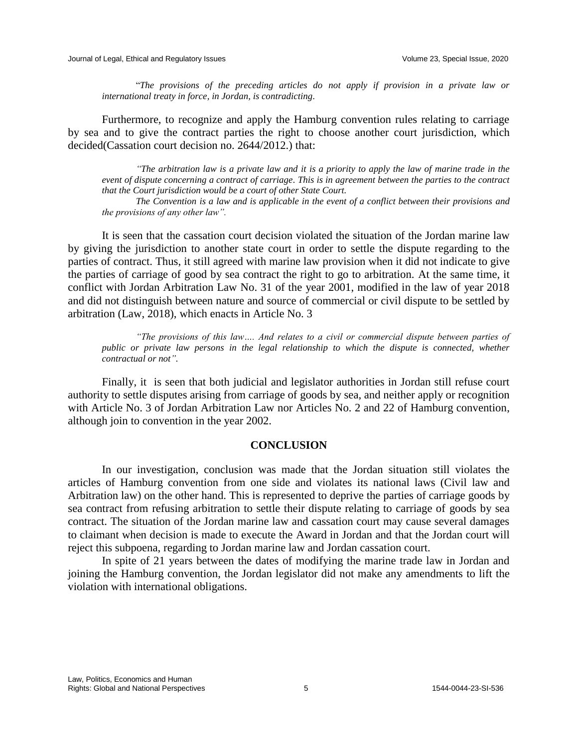"*The provisions of the preceding articles do not apply if provision in a private law or international treaty in force, in Jordan, is contradicting*.

Furthermore, to recognize and apply the Hamburg convention rules relating to carriage by sea and to give the contract parties the right to choose another court jurisdiction, which decided(Cassation court decision no. 2644/2012.) that:

> *"The arbitration law is a private law and it is a priority to apply the law of marine trade in the event of dispute concerning a contract of carriage. This is in agreement between the parties to the contract that the Court jurisdiction would be a court of other State Court.*
>
> *The Convention is a law and is applicable in the event of a conflict between their provisions and the provisions of any other law".*

It is seen that the cassation court decision violated the situation of the Jordan marine law by giving the jurisdiction to another state court in order to settle the dispute regarding to the parties of contract. Thus, it still agreed with marine law provision when it did not indicate to give the parties of carriage of good by sea contract the right to go to arbitration. At the same time, it conflict with Jordan Arbitration Law No. 31 of the year 2001, modified in the law of year 2018 and did not distinguish between nature and source of commercial or civil dispute to be settled by arbitration (Law, 2018), which enacts in Article No. 3

> *"The provisions of this law…. And relates to a civil or commercial dispute between parties of public or private law persons in the legal relationship to which the dispute is connected, whether contractual or not".*

Finally, it is seen that both judicial and legislator authorities in Jordan still refuse court authority to settle disputes arising from carriage of goods by sea, and neither apply or recognition with Article No. 3 of Jordan Arbitration Law nor Articles No. 2 and 22 of Hamburg convention, although join to convention in the year 2002.

## CONCLUSION

In our investigation, conclusion was made that the Jordan situation still violates the articles of Hamburg convention from one side and violates its national laws (Civil law and Arbitration law) on the other hand. This is represented to deprive the parties of carriage goods by sea contract from refusing arbitration to settle their dispute relating to carriage of goods by sea contract. The situation of the Jordan marine law and cassation court may cause several damages to claimant when decision is made to execute the Award in Jordan and that the Jordan court will reject this subpoena, regarding to Jordan marine law and Jordan cassation court.

In spite of 21 years between the dates of modifying the marine trade law in Jordan and joining the Hamburg convention, the Jordan legislator did not make any amendments to lift the violation with international obligations.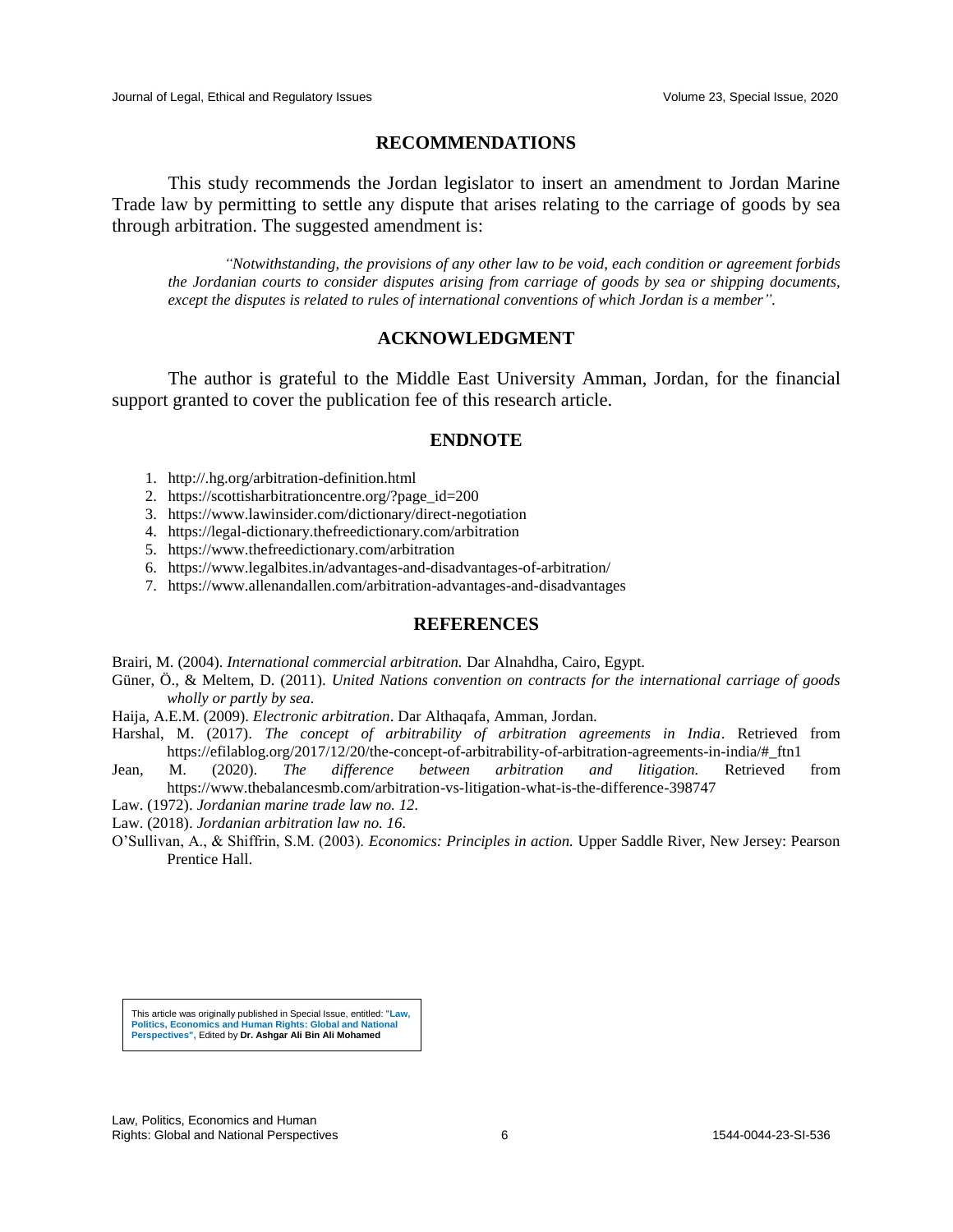## RECOMMENDATIONS

This study recommends the Jordan legislator to insert an amendment to Jordan Marine Trade law by permitting to settle any dispute that arises relating to the carriage of goods by sea through arbitration. The suggested amendment is:

> *"Notwithstanding, the provisions of any other law to be void, each condition or agreement forbids the Jordanian courts to consider disputes arising from carriage of goods by sea or shipping documents, except the disputes is related to rules of international conventions of which Jordan is a member".*

## ACKNOWLEDGMENT

The author is grateful to the Middle East University Amman, Jordan, for the financial support granted to cover the publication fee of this research article.

## ENDNOTE

1. http://.hg.org/arbitration-definition.html
2. https://scottisharbitrationcentre.org/?page_id=200
3. https://www.lawinsider.com/dictionary/direct-negotiation
4. https://legal-dictionary.thefreedictionary.com/arbitration
5. https://www.thefreedictionary.com/arbitration
6. https://www.legalbites.in/advantages-and-disadvantages-of-arbitration/
7. https://www.allenandallen.com/arbitration-advantages-and-disadvantages

## REFERENCES

Brairi, M. (2004). *International commercial arbitration.* Dar Alnahdha, Cairo, Egypt.

Güner, Ö., & Meltem, D. (2011). *United Nations convention on contracts for the international carriage of goods wholly or partly by sea.*

Haija, A.E.M. (2009). *Electronic arbitration*. Dar Althaqafa, Amman, Jordan.

Harshal, M. (2017). *The concept of arbitrability of arbitration agreements in India*. Retrieved from https://efilablog.org/2017/12/20/the-concept-of-arbitrability-of-arbitration-agreements-in-india/#_ftn1

Jean, M. (2020). *The difference between arbitration and litigation.* Retrieved from https://www.thebalancesmb.com/arbitration-vs-litigation-what-is-the-difference-398747

Law. (1972). *Jordanian marine trade law no. 12.*

Law. (2018). *Jordanian arbitration law no. 16.*

O'Sullivan, A., & Shiffrin, S.M. (2003). *Economics: Principles in action.* Upper Saddle River, New Jersey: Pearson Prentice Hall.

This article was originally published in Special Issue, entitled: "**Law, Politics, Economics and Human Rights: Global and National Perspectives**", Edited by **Dr. Ashgar Ali Bin Ali Mohamed**